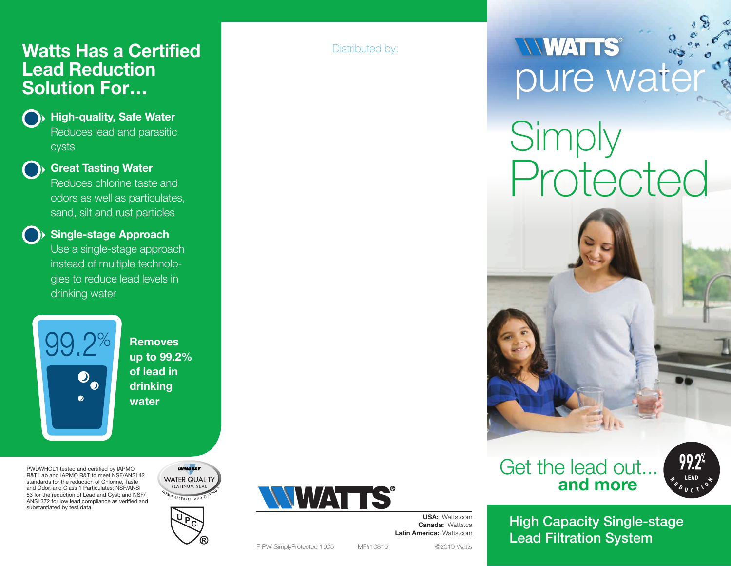# Watts Has a Certified Lead Reduction Solution For…

**High-quality, Safe Water**
Reduces lead and parasitic cysts

**Great Tasting Water**
Reduces chlorine taste and odors as well as particulates, sand, silt and rust particles

**Single-stage Approach**
Use a single-stage approach instead of multiple technologies to reduce lead levels in drinking water

99.2%

**Removes up to 99.2% of lead in drinking water**

PWDWHCL1 tested and certified by IAPMO R&T Lab and IAPMO R&T to meet NSF/ANSI 42 standards for the reduction of Chlorine, Taste and Odor, and Class 1 Particulates; NSF/ANSI 53 for the reduction of Lead and Cyst; and NSF/ANSI 372 for low lead compliance as verified and substantiated by test data.

IAPMO R&T WATER QUALITY PLATINUM SEAL IAPMO RESEARCH AND TESTING

UPC ®

Distributed by:

WATTS®

**USA:** Watts.com
**Canada:** Watts.ca
**Latin America:** Watts.com

F-PW-SimplyProtected 1905 MF#10810 ©2019 Watts

WATTS® pure water

# Simply Protected

Get the lead out... **and more**

99.2% LEAD REDUCTION

## High Capacity Single-stage Lead Filtration System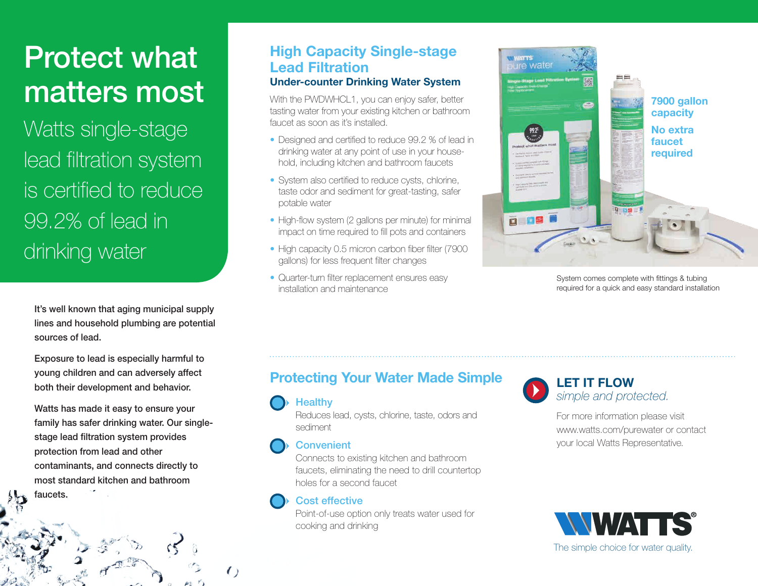# Protect what matters most

Watts single-stage lead filtration system is certified to reduce 99.2% of lead in drinking water

It's well known that aging municipal supply lines and household plumbing are potential sources of lead.

Exposure to lead is especially harmful to young children and can adversely affect both their development and behavior.

Watts has made it easy to ensure your family has safer drinking water. Our single-stage lead filtration system provides protection from lead and other contaminants, and connects directly to most standard kitchen and bathroom faucets.

## High Capacity Single-stage Lead Filtration

### Under-counter Drinking Water System

With the PWDWHCL1, you can enjoy safer, better tasting water from your existing kitchen or bathroom faucet as soon as it's installed.

- Designed and certified to reduce 99.2 % of lead in drinking water at any point of use in your household, including kitchen and bathroom faucets
- System also certified to reduce cysts, chlorine, taste odor and sediment for great-tasting, safer potable water
- High-flow system (2 gallons per minute) for minimal impact on time required to fill pots and containers
- High capacity 0.5 micron carbon fiber filter (7900 gallons) for less frequent filter changes
- Quarter-turn filter replacement ensures easy installation and maintenance

**7900 gallon capacity**

**No extra faucet required**

System comes complete with fittings & tubing required for a quick and easy standard installation

## Protecting Your Water Made Simple

**Healthy**
Reduces lead, cysts, chlorine, taste, odors and sediment

**Convenient**
Connects to existing kitchen and bathroom faucets, eliminating the need to drill countertop holes for a second faucet

**Cost effective**
Point-of-use option only treats water used for cooking and drinking

## LET IT FLOW

*simple and protected.*

For more information please visit www.watts.com/purewater or contact your local Watts Representative.

WATTS®

The simple choice for water quality.